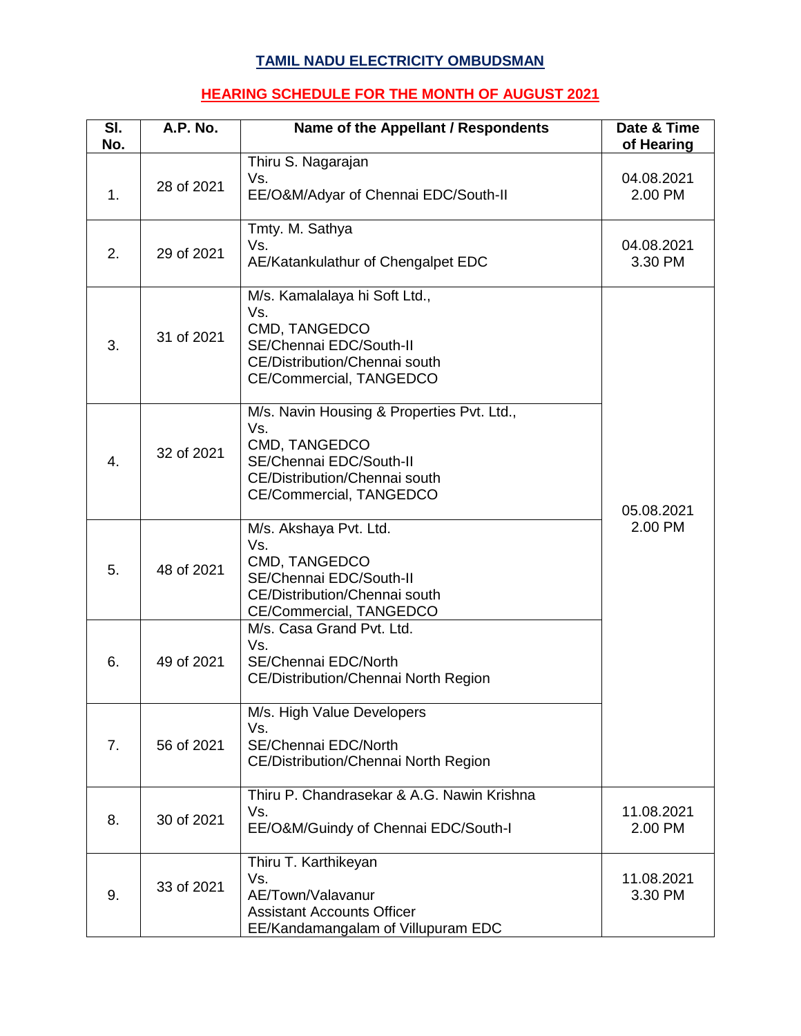# TAMIL NADU ELECTRICITY OMBUDSMAN

## HEARING SCHEDULE FOR THE MONTH OF AUGUST 2021

| Sl. No. | A.P. No. | Name of the Appellant / Respondents | Date & Time of Hearing |
|---|---|---|---|
| 1. | 28 of 2021 | Thiru S. Nagarajan<br>Vs.<br>EE/O&M/Adyar of Chennai EDC/South-II | 04.08.2021<br>2.00 PM |
| 2. | 29 of 2021 | Tmty. M. Sathya<br>Vs.<br>AE/Katankulathur of Chengalpet EDC | 04.08.2021<br>3.30 PM |
| 3. | 31 of 2021 | M/s. Kamalalaya hi Soft Ltd.,<br>Vs.<br>CMD, TANGEDCO<br>SE/Chennai EDC/South-II<br>CE/Distribution/Chennai south<br>CE/Commercial, TANGEDCO | 05.08.2021<br>2.00 PM |
| 4. | 32 of 2021 | M/s. Navin Housing & Properties Pvt. Ltd.,<br>Vs.<br>CMD, TANGEDCO<br>SE/Chennai EDC/South-II<br>CE/Distribution/Chennai south<br>CE/Commercial, TANGEDCO | |
| 5. | 48 of 2021 | M/s. Akshaya Pvt. Ltd.<br>Vs.<br>CMD, TANGEDCO<br>SE/Chennai EDC/South-II<br>CE/Distribution/Chennai south<br>CE/Commercial, TANGEDCO | |
| 6. | 49 of 2021 | M/s. Casa Grand Pvt. Ltd.<br>Vs.<br>SE/Chennai EDC/North<br>CE/Distribution/Chennai North Region | |
| 7. | 56 of 2021 | M/s. High Value Developers<br>Vs.<br>SE/Chennai EDC/North<br>CE/Distribution/Chennai North Region | |
| 8. | 30 of 2021 | Thiru P. Chandrasekar & A.G. Nawin Krishna<br>Vs.<br>EE/O&M/Guindy of Chennai EDC/South-I | 11.08.2021<br>2.00 PM |
| 9. | 33 of 2021 | Thiru T. Karthikeyan<br>Vs.<br>AE/Town/Valavanur<br>Assistant Accounts Officer<br>EE/Kandamangalam of Villupuram EDC | 11.08.2021<br>3.30 PM |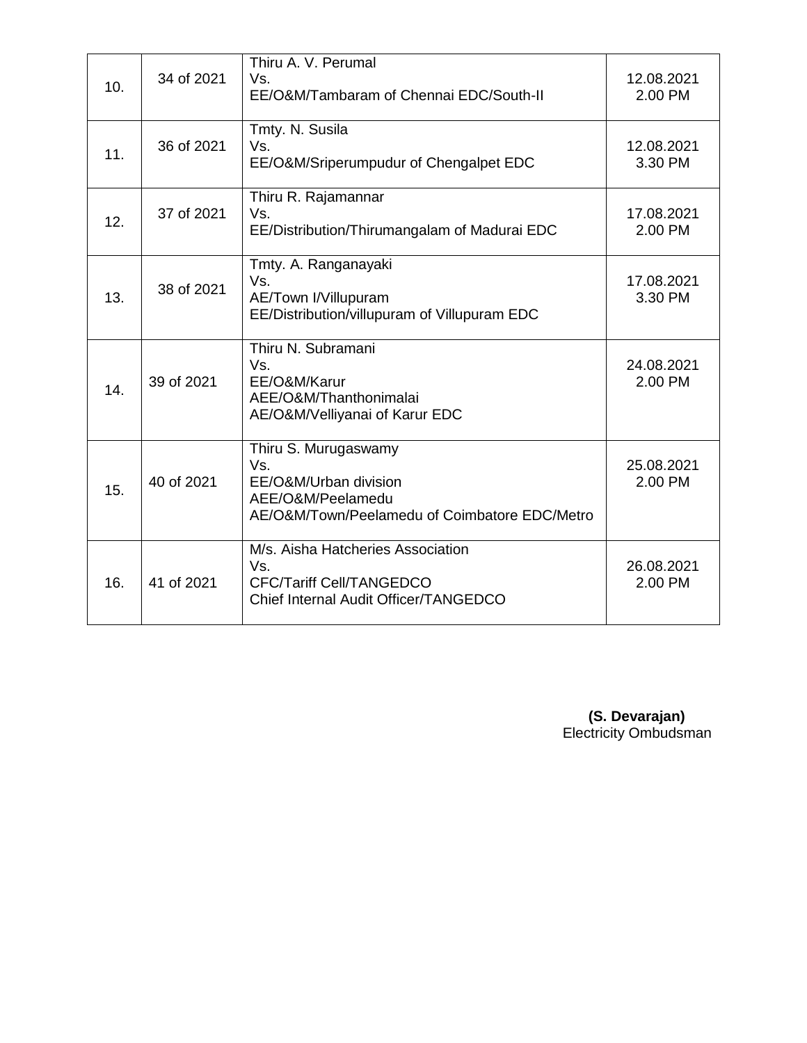| | | | |
|---|---|---|---|
| 10. | 34 of 2021 | Thiru A. V. Perumal<br>Vs.<br>EE/O&M/Tambaram of Chennai EDC/South-II | 12.08.2021<br>2.00 PM |
| 11. | 36 of 2021 | Tmty. N. Susila<br>Vs.<br>EE/O&M/Sriperumpudur of Chengalpet EDC | 12.08.2021<br>3.30 PM |
| 12. | 37 of 2021 | Thiru R. Rajamannar<br>Vs.<br>EE/Distribution/Thirumangalam of Madurai EDC | 17.08.2021<br>2.00 PM |
| 13. | 38 of 2021 | Tmty. A. Ranganayaki<br>Vs.<br>AE/Town I/Villupuram<br>EE/Distribution/villupuram of Villupuram EDC | 17.08.2021<br>3.30 PM |
| 14. | 39 of 2021 | Thiru N. Subramani<br>Vs.<br>EE/O&M/Karur<br>AEE/O&M/Thanthonimalai<br>AE/O&M/Velliyanai of Karur EDC | 24.08.2021<br>2.00 PM |
| 15. | 40 of 2021 | Thiru S. Murugaswamy<br>Vs.<br>EE/O&M/Urban division<br>AEE/O&M/Peelamedu<br>AE/O&M/Town/Peelamedu of Coimbatore EDC/Metro | 25.08.2021<br>2.00 PM |
| 16. | 41 of 2021 | M/s. Aisha Hatcheries Association<br>Vs.<br>CFC/Tariff Cell/TANGEDCO<br>Chief Internal Audit Officer/TANGEDCO | 26.08.2021<br>2.00 PM |

**(S. Devarajan)**
Electricity Ombudsman